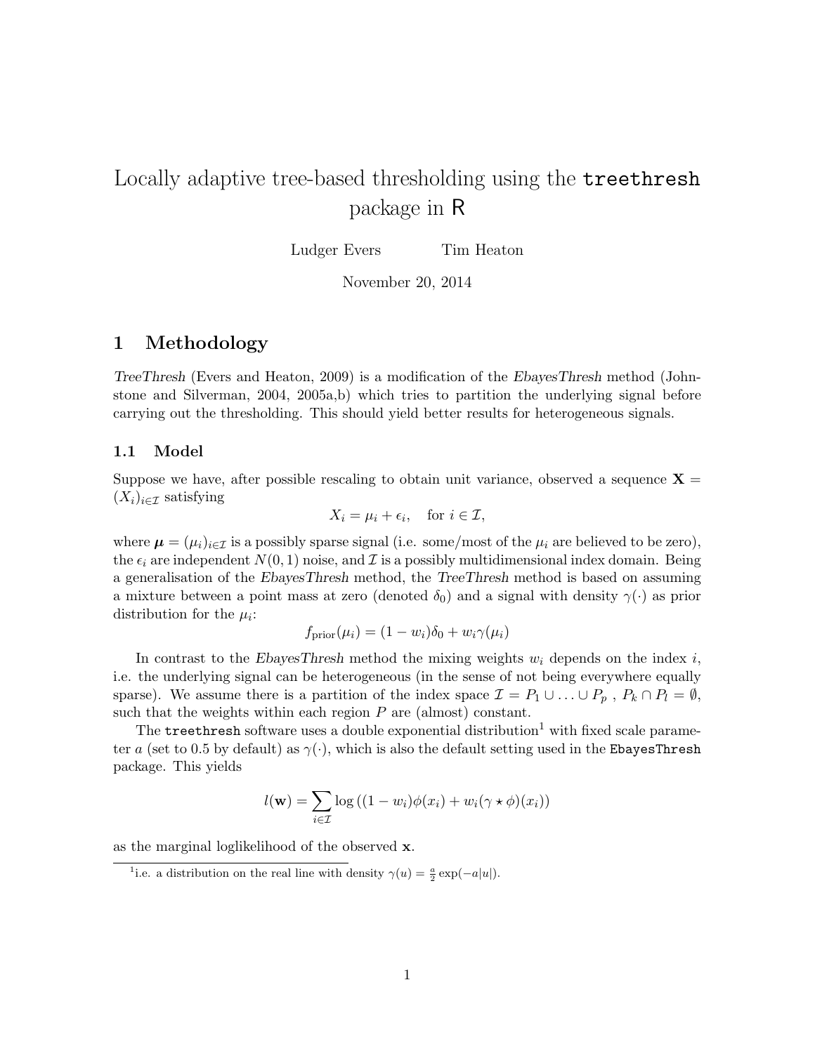# Locally adaptive tree-based thresholding using the `treethresh` package in R

Ludger Evers  Tim Heaton

November 20, 2014

## 1 Methodology

*TreeThresh* (Evers and Heaton, 2009) is a modification of the *EbayesThresh* method (Johnstone and Silverman, 2004, 2005a,b) which tries to partition the underlying signal before carrying out the thresholding. This should yield better results for heterogeneous signals.

### 1.1 Model

Suppose we have, after possible rescaling to obtain unit variance, observed a sequence $\mathbf{X} = (X_i)_{i \in \mathcal{I}}$ satisfying

$$X_i = \mu_i + \epsilon_i, \quad \text{for } i \in \mathcal{I},$$

where $\boldsymbol{\mu} = (\mu_i)_{i \in \mathcal{I}}$ is a possibly sparse signal (i.e. some/most of the $\mu_i$ are believed to be zero), the $\epsilon_i$ are independent $N(0,1)$ noise, and $\mathcal{I}$ is a possibly multidimensional index domain. Being a generalisation of the *EbayesThresh* method, the *TreeThresh* method is based on assuming a mixture between a point mass at zero (denoted $\delta_0$) and a signal with density $\gamma(\cdot)$ as prior distribution for the $\mu_i$:

$$f_{\text{prior}}(\mu_i) = (1 - w_i)\delta_0 + w_i \gamma(\mu_i)$$

In contrast to the *EbayesThresh* method the mixing weights $w_i$ depends on the index $i$, i.e. the underlying signal can be heterogeneous (in the sense of not being everywhere equally sparse). We assume there is a partition of the index space $\mathcal{I} = P_1 \cup \ldots \cup P_p$ , $P_k \cap P_l = \emptyset$, such that the weights within each region $P$ are (almost) constant.

The `treethresh` software uses a double exponential distribution[1] with fixed scale parameter $a$ (set to 0.5 by default) as $\gamma(\cdot)$, which is also the default setting used in the `EbayesThresh` package. This yields

$$l(\mathbf{w}) = \sum_{i \in \mathcal{I}} \log\left((1 - w_i)\phi(x_i) + w_i(\gamma \star \phi)(x_i)\right)$$

as the marginal loglikelihood of the observed $\mathbf{x}$.

[1] i.e. a distribution on the real line with density $\gamma(u) = \frac{a}{2}\exp(-a|u|)$.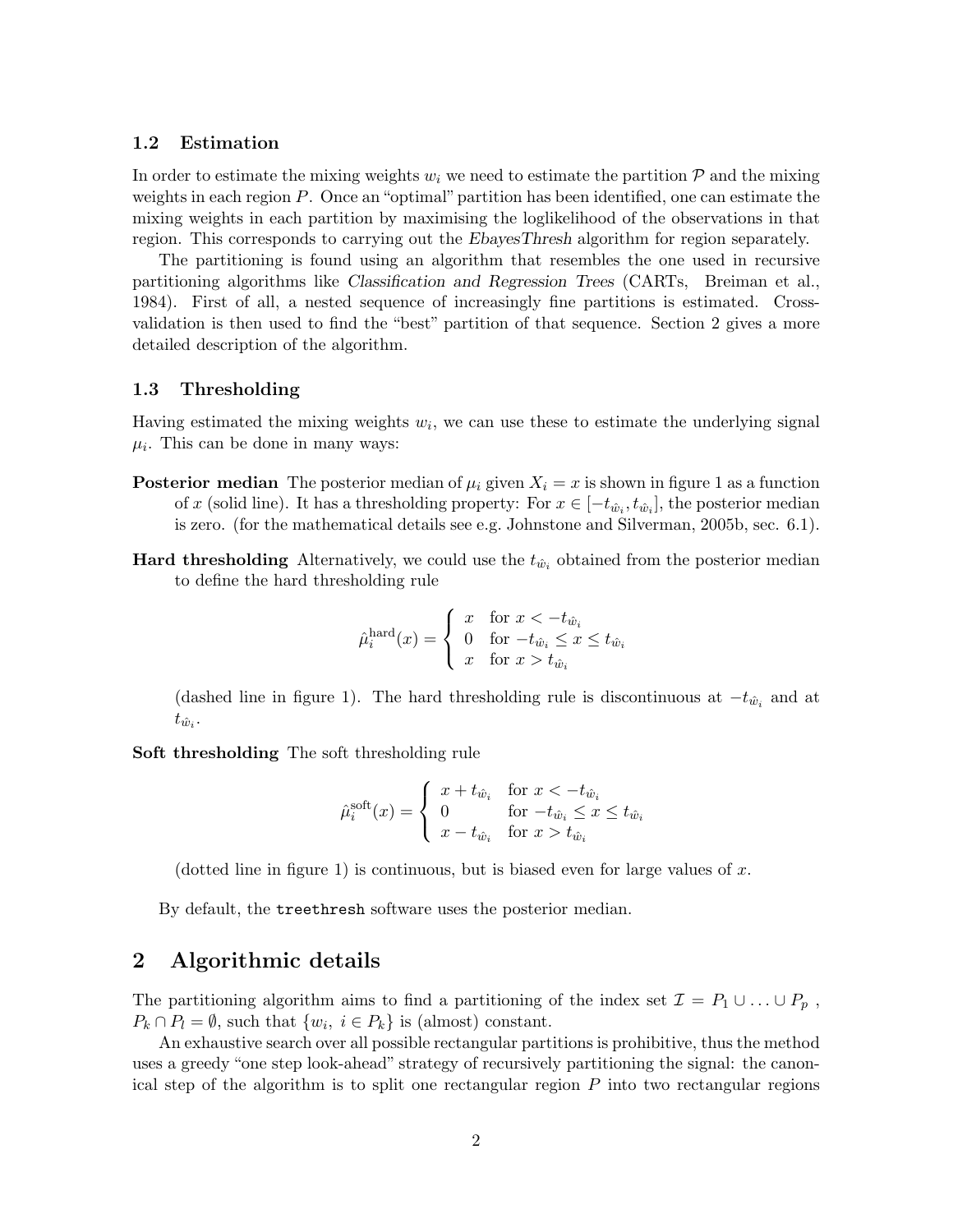### 1.2 Estimation

In order to estimate the mixing weights $w_i$ we need to estimate the partition $\mathcal{P}$ and the mixing weights in each region $P$. Once an "optimal" partition has been identified, one can estimate the mixing weights in each partition by maximising the loglikelihood of the observations in that region. This corresponds to carrying out the *EbayesThresh* algorithm for region separately.

The partitioning is found using an algorithm that resembles the one used in recursive partitioning algorithms like *Classification and Regression Trees* (CARTs, Breiman et al., 1984). First of all, a nested sequence of increasingly fine partitions is estimated. Cross-validation is then used to find the "best" partition of that sequence. Section 2 gives a more detailed description of the algorithm.

### 1.3 Thresholding

Having estimated the mixing weights $w_i$, we can use these to estimate the underlying signal $\mu_i$. This can be done in many ways:

**Posterior median** The posterior median of $\mu_i$ given $X_i = x$ is shown in figure 1 as a function of $x$ (solid line). It has a thresholding property: For $x \in [-t_{\hat{w}_i}, t_{\hat{w}_i}]$, the posterior median is zero. (for the mathematical details see e.g. Johnstone and Silverman, 2005b, sec. 6.1).

**Hard thresholding** Alternatively, we could use the $t_{\hat{w}_i}$ obtained from the posterior median to define the hard thresholding rule

$$\hat{\mu}_i^{\text{hard}}(x) = \begin{cases} x & \text{for } x < -t_{\hat{w}_i} \\ 0 & \text{for } -t_{\hat{w}_i} \leq x \leq t_{\hat{w}_i} \\ x & \text{for } x > t_{\hat{w}_i} \end{cases}$$

(dashed line in figure 1). The hard thresholding rule is discontinuous at $-t_{\hat{w}_i}$ and at $t_{\hat{w}_i}$.

**Soft thresholding** The soft thresholding rule

$$\hat{\mu}_i^{\text{soft}}(x) = \begin{cases} x + t_{\hat{w}_i} & \text{for } x < -t_{\hat{w}_i} \\ 0 & \text{for } -t_{\hat{w}_i} \leq x \leq t_{\hat{w}_i} \\ x - t_{\hat{w}_i} & \text{for } x > t_{\hat{w}_i} \end{cases}$$

(dotted line in figure 1) is continuous, but is biased even for large values of $x$.

By default, the `treethresh` software uses the posterior median.

## 2 Algorithmic details

The partitioning algorithm aims to find a partitioning of the index set $\mathcal{I} = P_1 \cup \ldots \cup P_p$, $P_k \cap P_l = \emptyset$, such that $\{w_i, \ i \in P_k\}$ is (almost) constant.

An exhaustive search over all possible rectangular partitions is prohibitive, thus the method uses a greedy "one step look-ahead" strategy of recursively partitioning the signal: the canonical step of the algorithm is to split one rectangular region $P$ into two rectangular regions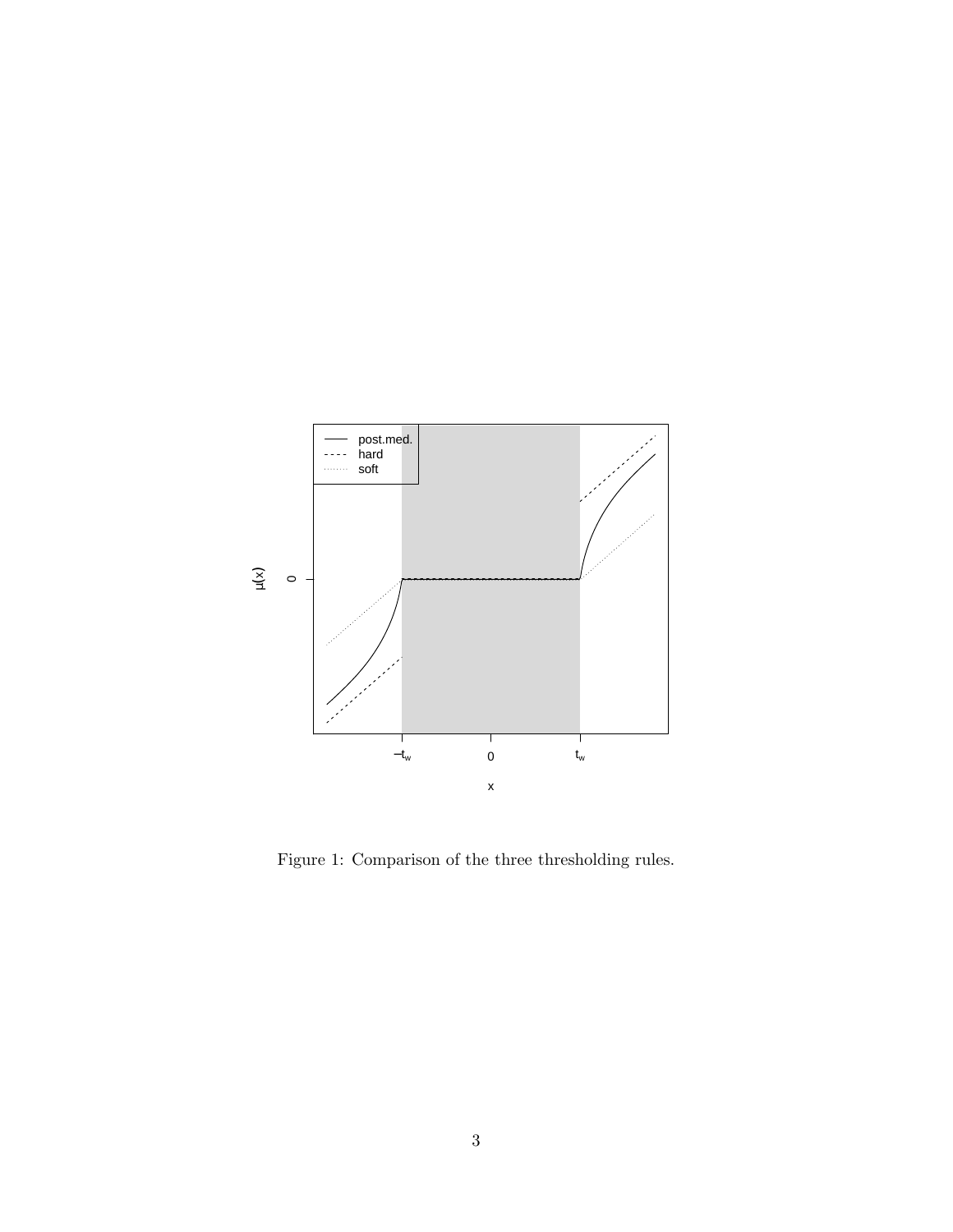Figure 1: Comparison of the three thresholding rules.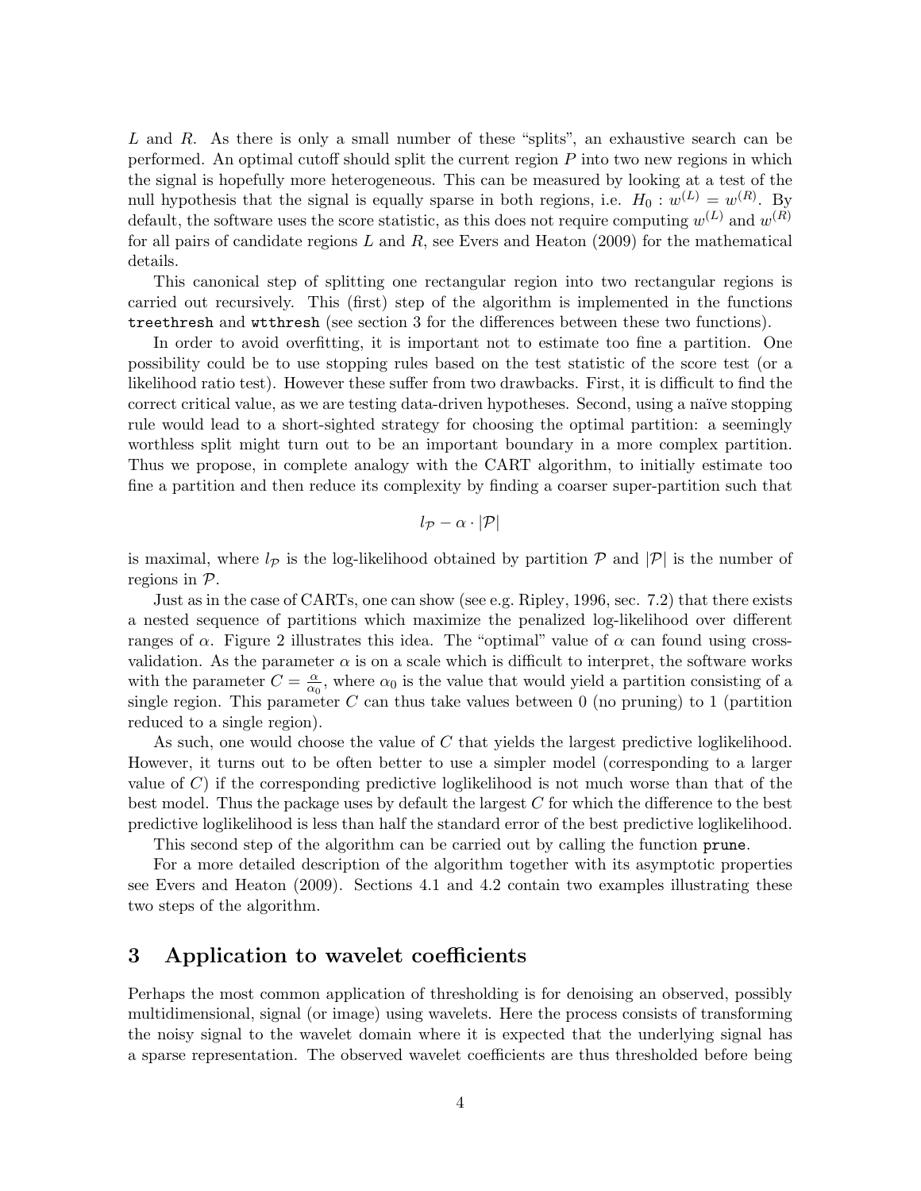$L$ and $R$. As there is only a small number of these "splits", an exhaustive search can be performed. An optimal cutoff should split the current region $P$ into two new regions in which the signal is hopefully more heterogeneous. This can be measured by looking at a test of the null hypothesis that the signal is equally sparse in both regions, i.e. $H_0 : w^{(L)} = w^{(R)}$. By default, the software uses the score statistic, as this does not require computing $w^{(L)}$ and $w^{(R)}$ for all pairs of candidate regions $L$ and $R$, see Evers and Heaton (2009) for the mathematical details.

This canonical step of splitting one rectangular region into two rectangular regions is carried out recursively. This (first) step of the algorithm is implemented in the functions `treethresh` and `wtthresh` (see section 3 for the differences between these two functions).

In order to avoid overfitting, it is important not to estimate too fine a partition. One possibility could be to use stopping rules based on the test statistic of the score test (or a likelihood ratio test). However these suffer from two drawbacks. First, it is difficult to find the correct critical value, as we are testing data-driven hypotheses. Second, using a naïve stopping rule would lead to a short-sighted strategy for choosing the optimal partition: a seemingly worthless split might turn out to be an important boundary in a more complex partition. Thus we propose, in complete analogy with the CART algorithm, to initially estimate too fine a partition and then reduce its complexity by finding a coarser super-partition such that

$$l_{\mathcal{P}} - \alpha \cdot |\mathcal{P}|$$

is maximal, where $l_{\mathcal{P}}$ is the log-likelihood obtained by partition $\mathcal{P}$ and $|\mathcal{P}|$ is the number of regions in $\mathcal{P}$.

Just as in the case of CARTs, one can show (see e.g. Ripley, 1996, sec. 7.2) that there exists a nested sequence of partitions which maximize the penalized log-likelihood over different ranges of $\alpha$. Figure 2 illustrates this idea. The "optimal" value of $\alpha$ can found using cross-validation. As the parameter $\alpha$ is on a scale which is difficult to interpret, the software works with the parameter $C = \frac{\alpha}{\alpha_0}$, where $\alpha_0$ is the value that would yield a partition consisting of a single region. This parameter $C$ can thus take values between 0 (no pruning) to 1 (partition reduced to a single region).

As such, one would choose the value of $C$ that yields the largest predictive loglikelihood. However, it turns out to be often better to use a simpler model (corresponding to a larger value of $C$) if the corresponding predictive loglikelihood is not much worse than that of the best model. Thus the package uses by default the largest $C$ for which the difference to the best predictive loglikelihood is less than half the standard error of the best predictive loglikelihood.

This second step of the algorithm can be carried out by calling the function `prune`.

For a more detailed description of the algorithm together with its asymptotic properties see Evers and Heaton (2009). Sections 4.1 and 4.2 contain two examples illustrating these two steps of the algorithm.

## 3 Application to wavelet coefficients

Perhaps the most common application of thresholding is for denoising an observed, possibly multidimensional, signal (or image) using wavelets. Here the process consists of transforming the noisy signal to the wavelet domain where it is expected that the underlying signal has a sparse representation. The observed wavelet coefficients are thus thresholded before being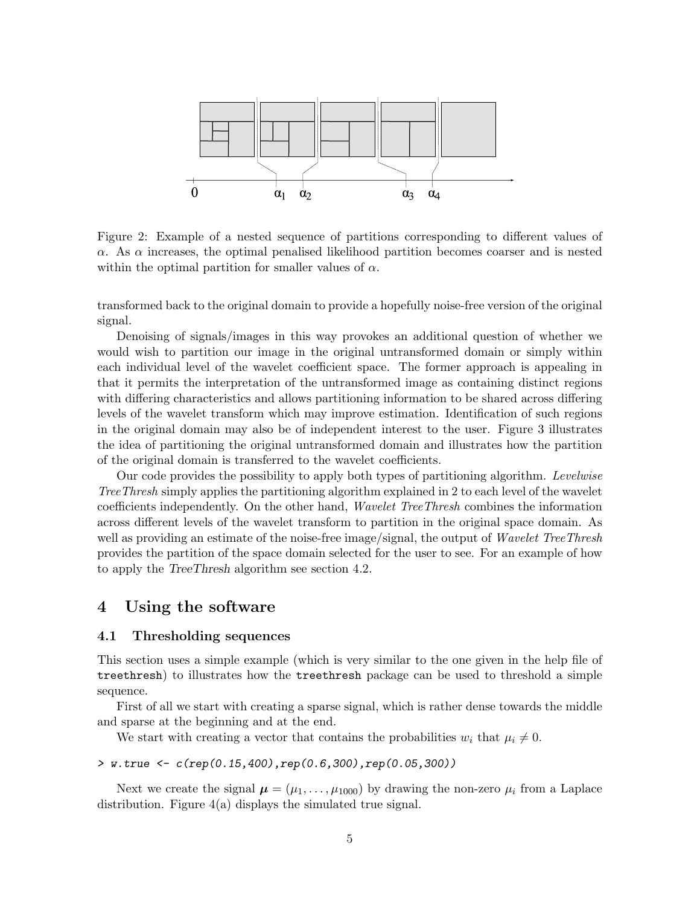Figure 2: Example of a nested sequence of partitions corresponding to different values of $\alpha$. As $\alpha$ increases, the optimal penalised likelihood partition becomes coarser and is nested within the optimal partition for smaller values of $\alpha$.

transformed back to the original domain to provide a hopefully noise-free version of the original signal.

Denoising of signals/images in this way provokes an additional question of whether we would wish to partition our image in the original untransformed domain or simply within each individual level of the wavelet coefficient space. The former approach is appealing in that it permits the interpretation of the untransformed image as containing distinct regions with differing characteristics and allows partitioning information to be shared across differing levels of the wavelet transform which may improve estimation. Identification of such regions in the original domain may also be of independent interest to the user. Figure 3 illustrates the idea of partitioning the original untransformed domain and illustrates how the partition of the original domain is transferred to the wavelet coefficients.

Our code provides the possibility to apply both types of partitioning algorithm. *Levelwise TreeThresh* simply applies the partitioning algorithm explained in 2 to each level of the wavelet coefficients independently. On the other hand, *Wavelet TreeThresh* combines the information across different levels of the wavelet transform to partition in the original space domain. As well as providing an estimate of the noise-free image/signal, the output of *Wavelet TreeThresh* provides the partition of the space domain selected for the user to see. For an example of how to apply the *TreeThresh* algorithm see section 4.2.

# 4 Using the software

## 4.1 Thresholding sequences

This section uses a simple example (which is very similar to the one given in the help file of `treethresh`) to illustrates how the `treethresh` package can be used to threshold a simple sequence.

First of all we start with creating a sparse signal, which is rather dense towards the middle and sparse at the beginning and at the end.

We start with creating a vector that contains the probabilities $w_i$ that $\mu_i \neq 0$.

```
> w.true <- c(rep(0.15,400),rep(0.6,300),rep(0.05,300))
```

Next we create the signal $\boldsymbol{\mu} = (\mu_1, \ldots, \mu_{1000})$ by drawing the non-zero $\mu_i$ from a Laplace distribution. Figure 4(a) displays the simulated true signal.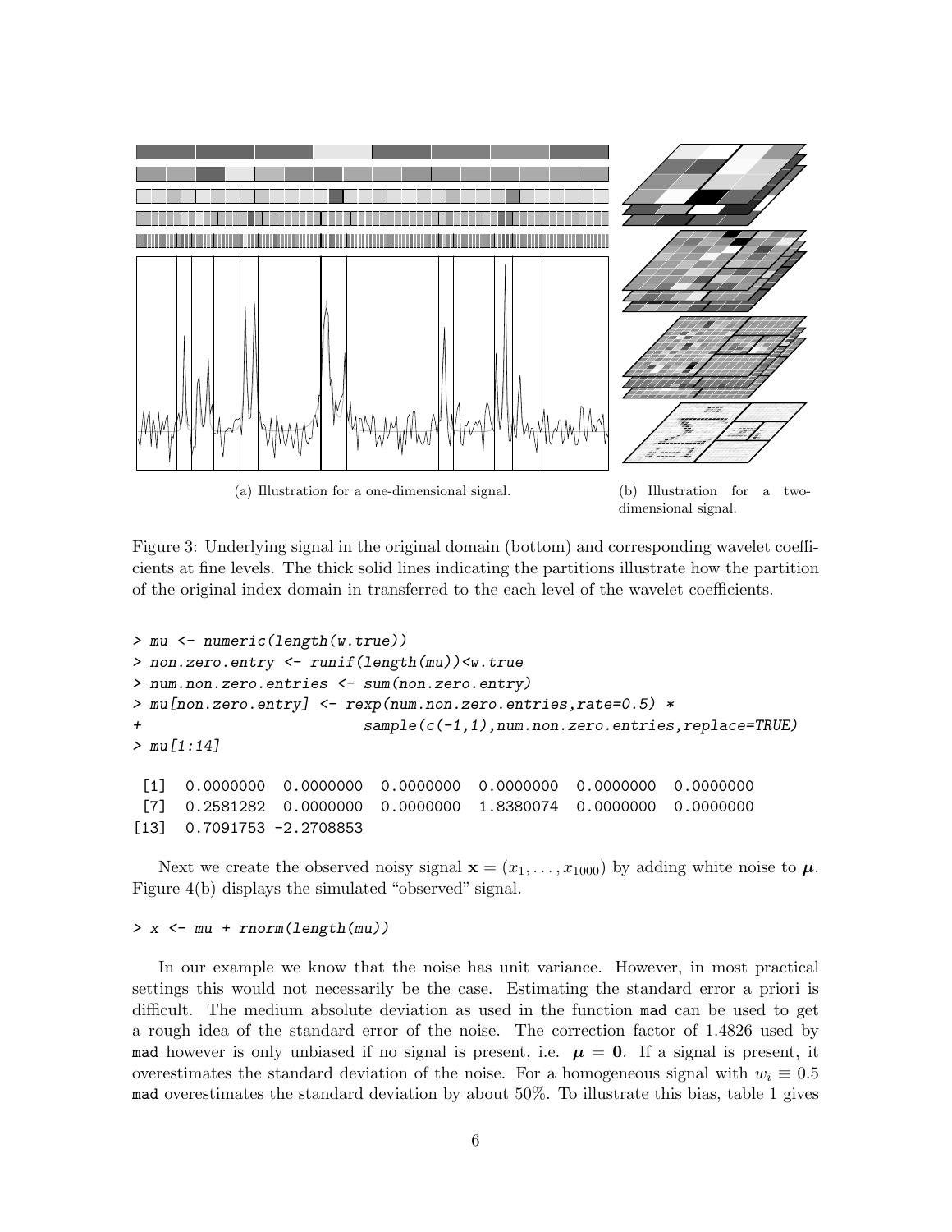(a) Illustration for a one-dimensional signal.

(b) Illustration for a two-dimensional signal.

Figure 3: Underlying signal in the original domain (bottom) and corresponding wavelet coefficients at fine levels. The thick solid lines indicating the partitions illustrate how the partition of the original index domain in transferred to the each level of the wavelet coefficients.

```
> mu <- numeric(length(w.true))
> non.zero.entry <- runif(length(mu))<w.true
> num.non.zero.entries <- sum(non.zero.entry)
> mu[non.zero.entry] <- rexp(num.non.zero.entries,rate=0.5) *
+                       sample(c(-1,1),num.non.zero.entries,replace=TRUE)
> mu[1:14]

 [1]  0.0000000  0.0000000  0.0000000  0.0000000  0.0000000  0.0000000
 [7]  0.2581282  0.0000000  0.0000000  1.8380074  0.0000000  0.0000000
[13]  0.7091753 -2.2708853
```

Next we create the observed noisy signal $\mathbf{x} = (x_1, \ldots, x_{1000})$ by adding white noise to $\boldsymbol{\mu}$. Figure 4(b) displays the simulated "observed" signal.

```
> x <- mu + rnorm(length(mu))
```

In our example we know that the noise has unit variance. However, in most practical settings this would not necessarily be the case. Estimating the standard error a priori is difficult. The medium absolute deviation as used in the function `mad` can be used to get a rough idea of the standard error of the noise. The correction factor of 1.4826 used by `mad` however is only unbiased if no signal is present, i.e. $\boldsymbol{\mu} = \mathbf{0}$. If a signal is present, it overestimates the standard deviation of the noise. For a homogeneous signal with $w_i \equiv 0.5$ `mad` overestimates the standard deviation by about 50%. To illustrate this bias, table 1 gives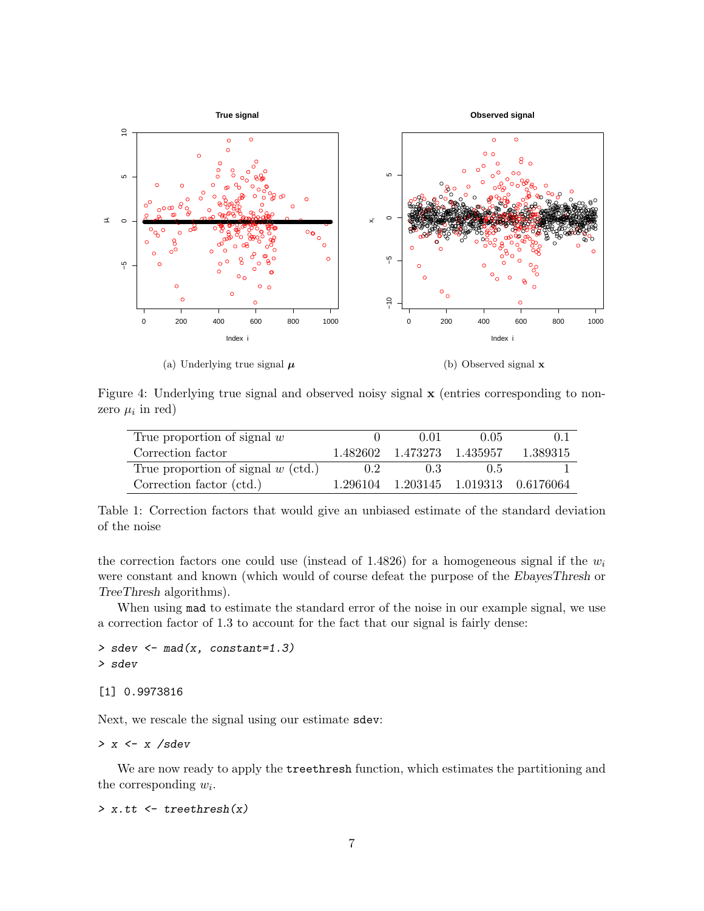(a) Underlying true signal $\boldsymbol{\mu}$

(b) Observed signal $\mathbf{x}$

Figure 4: Underlying true signal and observed noisy signal $\mathbf{x}$ (entries corresponding to non-zero $\mu_i$ in red)

| True proportion of signal $w$ | 0 | 0.01 | 0.05 | 0.1 |
|---|---|---|---|---|
| Correction factor | 1.482602 | 1.473273 | 1.435957 | 1.389315 |
| True proportion of signal $w$ (ctd.) | 0.2 | 0.3 | 0.5 | 1 |
| Correction factor (ctd.) | 1.296104 | 1.203145 | 1.019313 | 0.6176064 |

Table 1: Correction factors that would give an unbiased estimate of the standard deviation of the noise

the correction factors one could use (instead of 1.4826) for a homogeneous signal if the $w_i$ were constant and known (which would of course defeat the purpose of the *EbayesThresh* or *TreeThresh* algorithms).

When using `mad` to estimate the standard error of the noise in our example signal, we use a correction factor of 1.3 to account for the fact that our signal is fairly dense:

```
> sdev <- mad(x, constant=1.3)
> sdev

[1] 0.9973816
```

Next, we rescale the signal using our estimate `sdev`:

```
> x <- x /sdev
```

We are now ready to apply the `treethresh` function, which estimates the partitioning and the corresponding $w_i$.

```
> x.tt <- treethresh(x)
```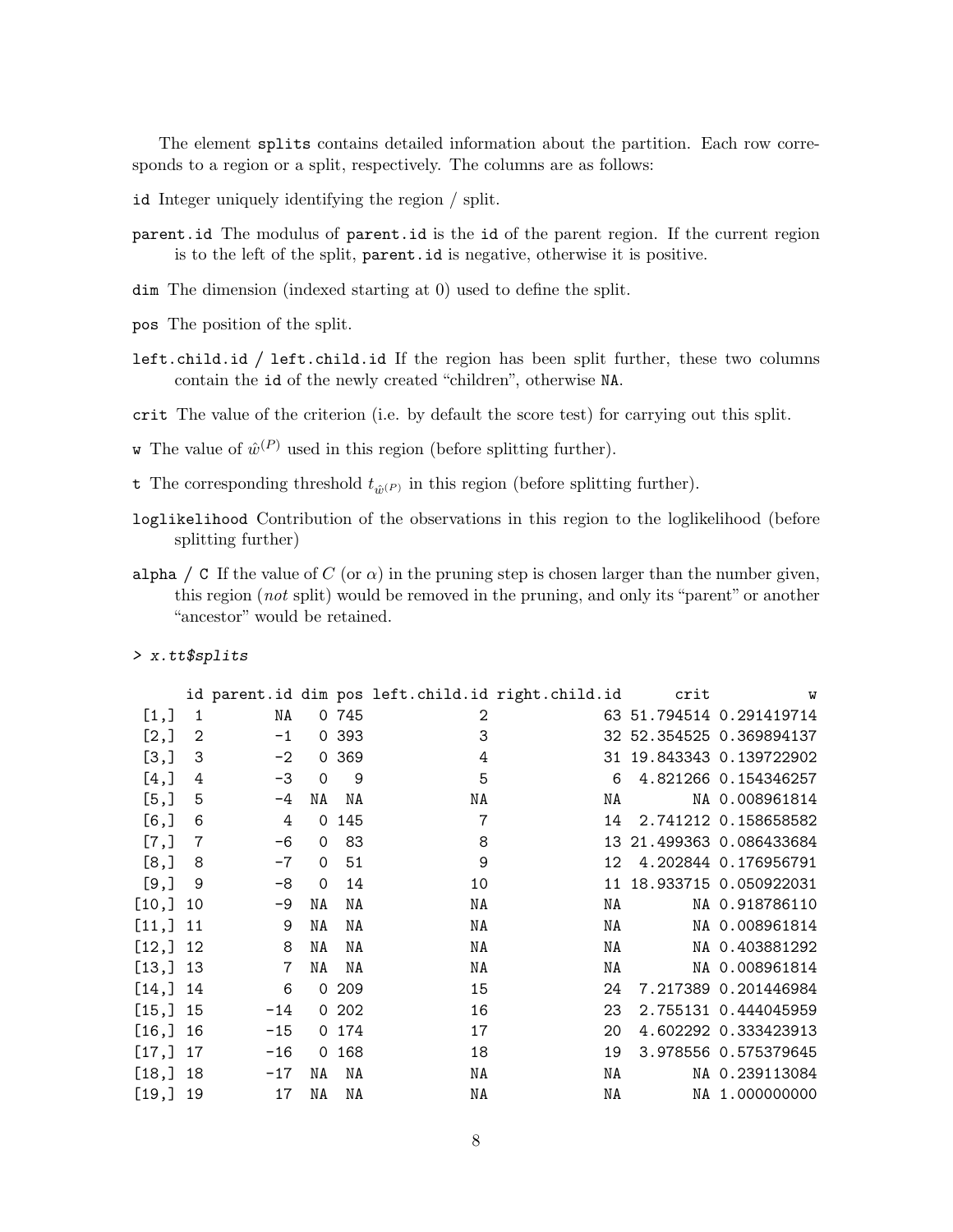The element `splits` contains detailed information about the partition. Each row corresponds to a region or a split, respectively. The columns are as follows:

`id` Integer uniquely identifying the region / split.

`parent.id` The modulus of `parent.id` is the `id` of the parent region. If the current region is to the left of the split, `parent.id` is negative, otherwise it is positive.

`dim` The dimension (indexed starting at 0) used to define the split.

`pos` The position of the split.

`left.child.id` / `left.child.id` If the region has been split further, these two columns contain the `id` of the newly created "children", otherwise `NA`.

`crit` The value of the criterion (i.e. by default the score test) for carrying out this split.

`w` The value of $\hat{w}^{(P)}$ used in this region (before splitting further).

`t` The corresponding threshold $t_{\hat{w}^{(P)}}$ in this region (before splitting further).

`loglikelihood` Contribution of the observations in this region to the loglikelihood (before splitting further)

`alpha` / `C` If the value of $C$ (or $\alpha$) in the pruning step is chosen larger than the number given, this region (*not* split) would be removed in the pruning, and only its "parent" or another "ancestor" would be retained.

```
> x.tt$splits

      id parent.id dim pos left.child.id right.child.id      crit           w
 [1,]  1        NA   0 745             2             63 51.794514 0.291419714
 [2,]  2        -1   0 393             3             32 52.354525 0.369894137
 [3,]  3        -2   0 369             4             31 19.843343 0.139722902
 [4,]  4        -3   0   9             5              6  4.821266 0.154346257
 [5,]  5        -4  NA  NA            NA             NA        NA 0.008961814
 [6,]  6         4   0 145             7             14  2.741212 0.158658582
 [7,]  7        -6   0  83             8             13 21.499363 0.086433684
 [8,]  8        -7   0  51             9             12  4.202844 0.176956791
 [9,]  9        -8   0  14            10             11 18.933715 0.050922031
[10,] 10        -9  NA  NA            NA             NA        NA 0.918786110
[11,] 11         9  NA  NA            NA             NA        NA 0.008961814
[12,] 12         8  NA  NA            NA             NA        NA 0.403881292
[13,] 13         7  NA  NA            NA             NA        NA 0.008961814
[14,] 14         6   0 209            15             24  7.217389 0.201446984
[15,] 15       -14   0 202            16             23  2.755131 0.444045959
[16,] 16       -15   0 174            17             20  4.602292 0.333423913
[17,] 17       -16   0 168            18             19  3.978556 0.575379645
[18,] 18       -17  NA  NA            NA             NA        NA 0.239113084
[19,] 19        17  NA  NA            NA             NA        NA 1.000000000
```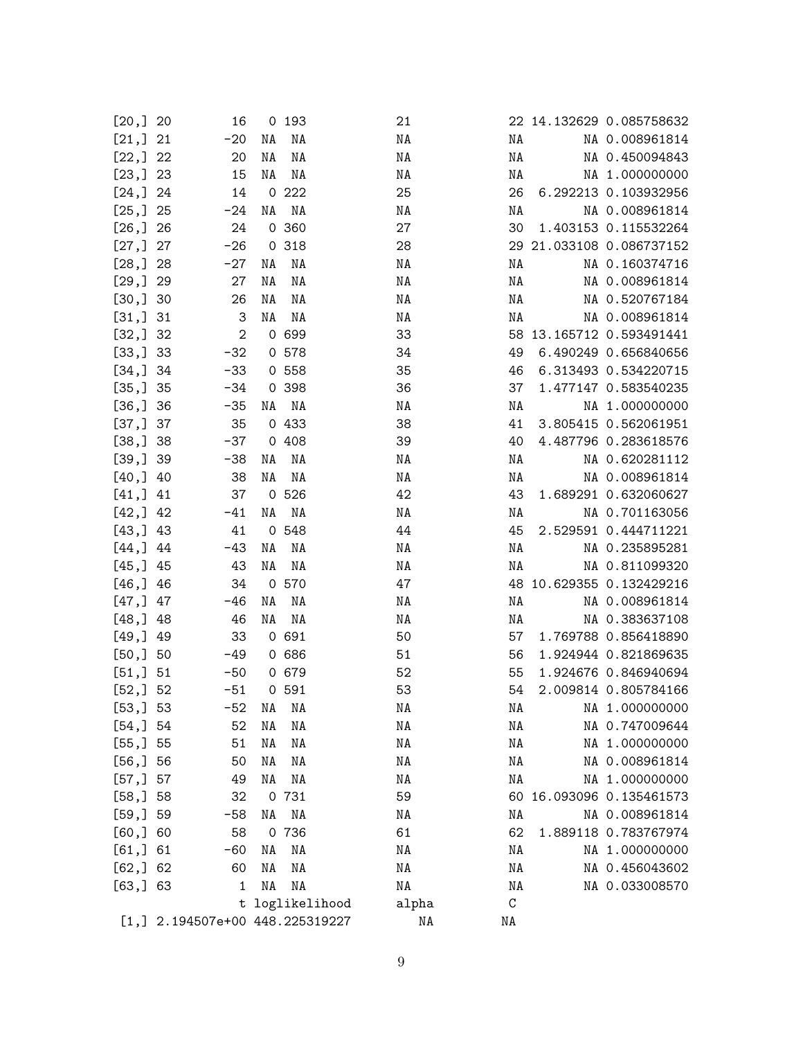```
[20,] 20          16   0 193          21           22 14.132629 0.085758632
[21,] 21         -20  NA  NA          NA           NA        NA 0.008961814
[22,] 22          20  NA  NA          NA           NA        NA 0.450094843
[23,] 23          15  NA  NA          NA           NA        NA 1.000000000
[24,] 24          14   0 222          25           26  6.292213 0.103932956
[25,] 25         -24  NA  NA          NA           NA        NA 0.008961814
[26,] 26          24   0 360          27           30  1.403153 0.115532264
[27,] 27         -26   0 318          28           29 21.033108 0.086737152
[28,] 28         -27  NA  NA          NA           NA        NA 0.160374716
[29,] 29          27  NA  NA          NA           NA        NA 0.008961814
[30,] 30          26  NA  NA          NA           NA        NA 0.520767184
[31,] 31           3  NA  NA          NA           NA        NA 0.008961814
[32,] 32           2   0 699          33           58 13.165712 0.593491441
[33,] 33         -32   0 578          34           49  6.490249 0.656840656
[34,] 34         -33   0 558          35           46  6.313493 0.534220715
[35,] 35         -34   0 398          36           37  1.477147 0.583540235
[36,] 36         -35  NA  NA          NA           NA        NA 1.000000000
[37,] 37          35   0 433          38           41  3.805415 0.562061951
[38,] 38         -37   0 408          39           40  4.487796 0.283618576
[39,] 39         -38  NA  NA          NA           NA        NA 0.620281112
[40,] 40          38  NA  NA          NA           NA        NA 0.008961814
[41,] 41          37   0 526          42           43  1.689291 0.632060627
[42,] 42         -41  NA  NA          NA           NA        NA 0.701163056
[43,] 43          41   0 548          44           45  2.529591 0.444711221
[44,] 44         -43  NA  NA          NA           NA        NA 0.235895281
[45,] 45          43  NA  NA          NA           NA        NA 0.811099320
[46,] 46          34   0 570          47           48 10.629355 0.132429216
[47,] 47         -46  NA  NA          NA           NA        NA 0.008961814
[48,] 48          46  NA  NA          NA           NA        NA 0.383637108
[49,] 49          33   0 691          50           57  1.769788 0.856418890
[50,] 50         -49   0 686          51           56  1.924944 0.821869635
[51,] 51         -50   0 679          52           55  1.924676 0.846940694
[52,] 52         -51   0 591          53           54  2.009814 0.805784166
[53,] 53         -52  NA  NA          NA           NA        NA 1.000000000
[54,] 54          52  NA  NA          NA           NA        NA 0.747009644
[55,] 55          51  NA  NA          NA           NA        NA 1.000000000
[56,] 56          50  NA  NA          NA           NA        NA 0.008961814
[57,] 57          49  NA  NA          NA           NA        NA 1.000000000
[58,] 58          32   0 731          59           60 16.093096 0.135461573
[59,] 59         -58  NA  NA          NA           NA        NA 0.008961814
[60,] 60          58   0 736          61           62  1.889118 0.783767974
[61,] 61         -60  NA  NA          NA           NA        NA 1.000000000
[62,] 62          60  NA  NA          NA           NA        NA 0.456043602
[63,] 63           1  NA  NA          NA           NA        NA 0.033008570
                   t loglikelihood     alpha        C
 [1,] 2.194507e+00 448.225319227        NA       NA
```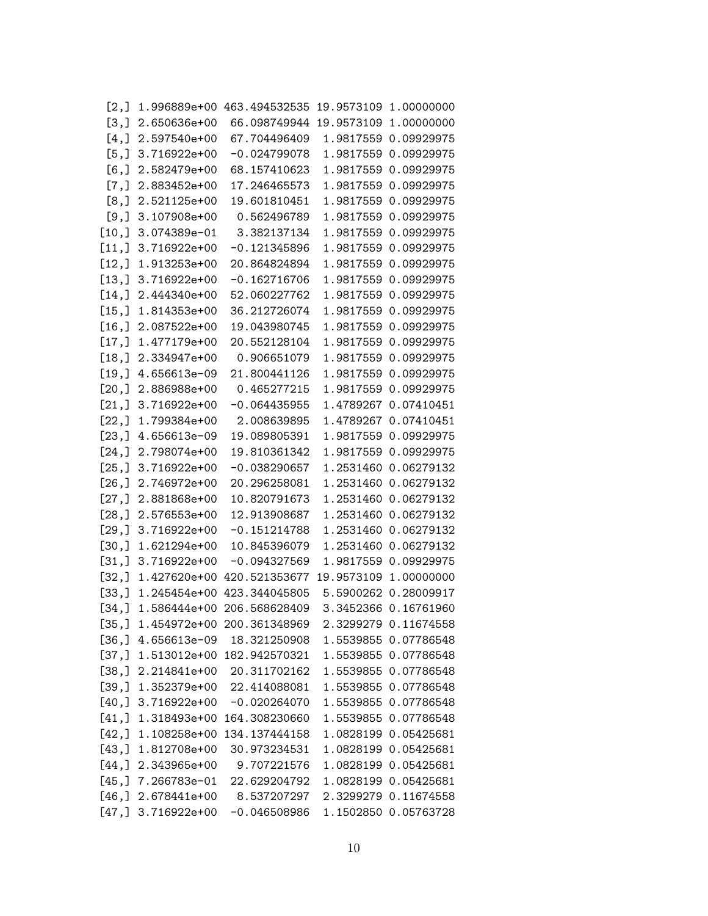```
 [2,] 1.996889e+00 463.494532535 19.9573109 1.00000000
 [3,] 2.650636e+00  66.098749944 19.9573109 1.00000000
 [4,] 2.597540e+00  67.704496409  1.9817559 0.09929975
 [5,] 3.716922e+00  -0.024799078  1.9817559 0.09929975
 [6,] 2.582479e+00  68.157410623  1.9817559 0.09929975
 [7,] 2.883452e+00  17.246465573  1.9817559 0.09929975
 [8,] 2.521125e+00  19.601810451  1.9817559 0.09929975
 [9,] 3.107908e+00   0.562496789  1.9817559 0.09929975
[10,] 3.074389e-01   3.382137134  1.9817559 0.09929975
[11,] 3.716922e+00  -0.121345896  1.9817559 0.09929975
[12,] 1.913253e+00  20.864824894  1.9817559 0.09929975
[13,] 3.716922e+00  -0.162716706  1.9817559 0.09929975
[14,] 2.444340e+00  52.060227762  1.9817559 0.09929975
[15,] 1.814353e+00  36.212726074  1.9817559 0.09929975
[16,] 2.087522e+00  19.043980745  1.9817559 0.09929975
[17,] 1.477179e+00  20.552128104  1.9817559 0.09929975
[18,] 2.334947e+00   0.906651079  1.9817559 0.09929975
[19,] 4.656613e-09  21.800441126  1.9817559 0.09929975
[20,] 2.886988e+00   0.465277215  1.9817559 0.09929975
[21,] 3.716922e+00  -0.064435955  1.4789267 0.07410451
[22,] 1.799384e+00   2.008639895  1.4789267 0.07410451
[23,] 4.656613e-09  19.089805391  1.9817559 0.09929975
[24,] 2.798074e+00  19.810361342  1.9817559 0.09929975
[25,] 3.716922e+00  -0.038290657  1.2531460 0.06279132
[26,] 2.746972e+00  20.296258081  1.2531460 0.06279132
[27,] 2.881868e+00  10.820791673  1.2531460 0.06279132
[28,] 2.576553e+00  12.913908687  1.2531460 0.06279132
[29,] 3.716922e+00  -0.151214788  1.2531460 0.06279132
[30,] 1.621294e+00  10.845396079  1.2531460 0.06279132
[31,] 3.716922e+00  -0.094327569  1.9817559 0.09929975
[32,] 1.427620e+00 420.521353677 19.9573109 1.00000000
[33,] 1.245454e+00 423.344045805  5.5900262 0.28009917
[34,] 1.586444e+00 206.568628409  3.3452366 0.16761960
[35,] 1.454972e+00 200.361348969  2.3299279 0.11674558
[36,] 4.656613e-09  18.321250908  1.5539855 0.07786548
[37,] 1.513012e+00 182.942570321  1.5539855 0.07786548
[38,] 2.214841e+00  20.311702162  1.5539855 0.07786548
[39,] 1.352379e+00  22.414088081  1.5539855 0.07786548
[40,] 3.716922e+00  -0.020264070  1.5539855 0.07786548
[41,] 1.318493e+00 164.308230660  1.5539855 0.07786548
[42,] 1.108258e+00 134.137444158  1.0828199 0.05425681
[43,] 1.812708e+00  30.973234531  1.0828199 0.05425681
[44,] 2.343965e+00   9.707221576  1.0828199 0.05425681
[45,] 7.266783e-01  22.629204792  1.0828199 0.05425681
[46,] 2.678441e+00   8.537207297  2.3299279 0.11674558
[47,] 3.716922e+00  -0.046508986  1.1502850 0.05763728
```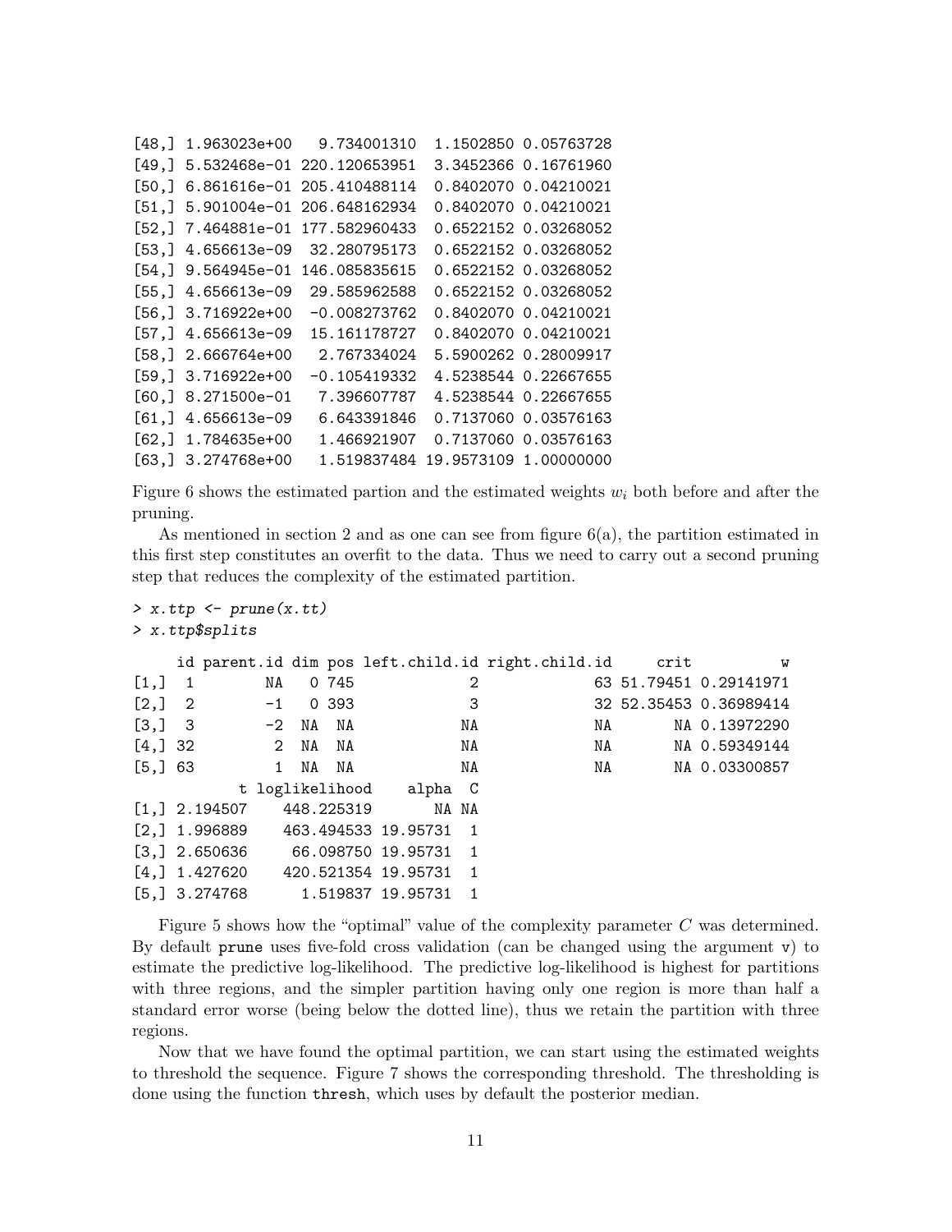```
[48,] 1.963023e+00   9.734001310  1.1502850 0.05763728
[49,] 5.532468e-01 220.120653951  3.3452366 0.16761960
[50,] 6.861616e-01 205.410488114  0.8402070 0.04210021
[51,] 5.901004e-01 206.648162934  0.8402070 0.04210021
[52,] 7.464881e-01 177.582960433  0.6522152 0.03268052
[53,] 4.656613e-09  32.280795173  0.6522152 0.03268052
[54,] 9.564945e-01 146.085835615  0.6522152 0.03268052
[55,] 4.656613e-09  29.585962588  0.6522152 0.03268052
[56,] 3.716922e+00  -0.008273762  0.8402070 0.04210021
[57,] 4.656613e-09  15.161178727  0.8402070 0.04210021
[58,] 2.666764e+00   2.767334024  5.5900262 0.28009917
[59,] 3.716922e+00  -0.105419332  4.5238544 0.22667655
[60,] 8.271500e-01   7.396607787  4.5238544 0.22667655
[61,] 4.656613e-09   6.643391846  0.7137060 0.03576163
[62,] 1.784635e+00   1.466921907  0.7137060 0.03576163
[63,] 3.274768e+00   1.519837484 19.9573109 1.00000000
```

Figure 6 shows the estimated partion and the estimated weights $w_i$ both before and after the pruning.

As mentioned in section 2 and as one can see from figure 6(a), the partition estimated in this first step constitutes an overfit to the data. Thus we need to carry out a second pruning step that reduces the complexity of the estimated partition.

```
> x.ttp <- prune(x.tt)
> x.ttp$splits
     id parent.id dim pos left.child.id right.child.id     crit          w
[1,]  1        NA   0 745             2             63 51.79451 0.29141971
[2,]  2        -1   0 393             3             32 52.35453 0.36989414
[3,]  3        -2  NA  NA            NA             NA       NA 0.13972290
[4,] 32         2  NA  NA            NA             NA       NA 0.59349144
[5,] 63         1  NA  NA            NA             NA       NA 0.03300857
            t loglikelihood    alpha  C
[1,] 2.194507    448.225319       NA NA
[2,] 1.996889    463.494533 19.95731  1
[3,] 2.650636     66.098750 19.95731  1
[4,] 1.427620    420.521354 19.95731  1
[5,] 3.274768      1.519837 19.95731  1
```

Figure 5 shows how the "optimal" value of the complexity parameter $C$ was determined. By default prune uses five-fold cross validation (can be changed using the argument v) to estimate the predictive log-likelihood. The predictive log-likelihood is highest for partitions with three regions, and the simpler partition having only one region is more than half a standard error worse (being below the dotted line), thus we retain the partition with three regions.

Now that we have found the optimal partition, we can start using the estimated weights to threshold the sequence. Figure 7 shows the corresponding threshold. The thresholding is done using the function thresh, which uses by default the posterior median.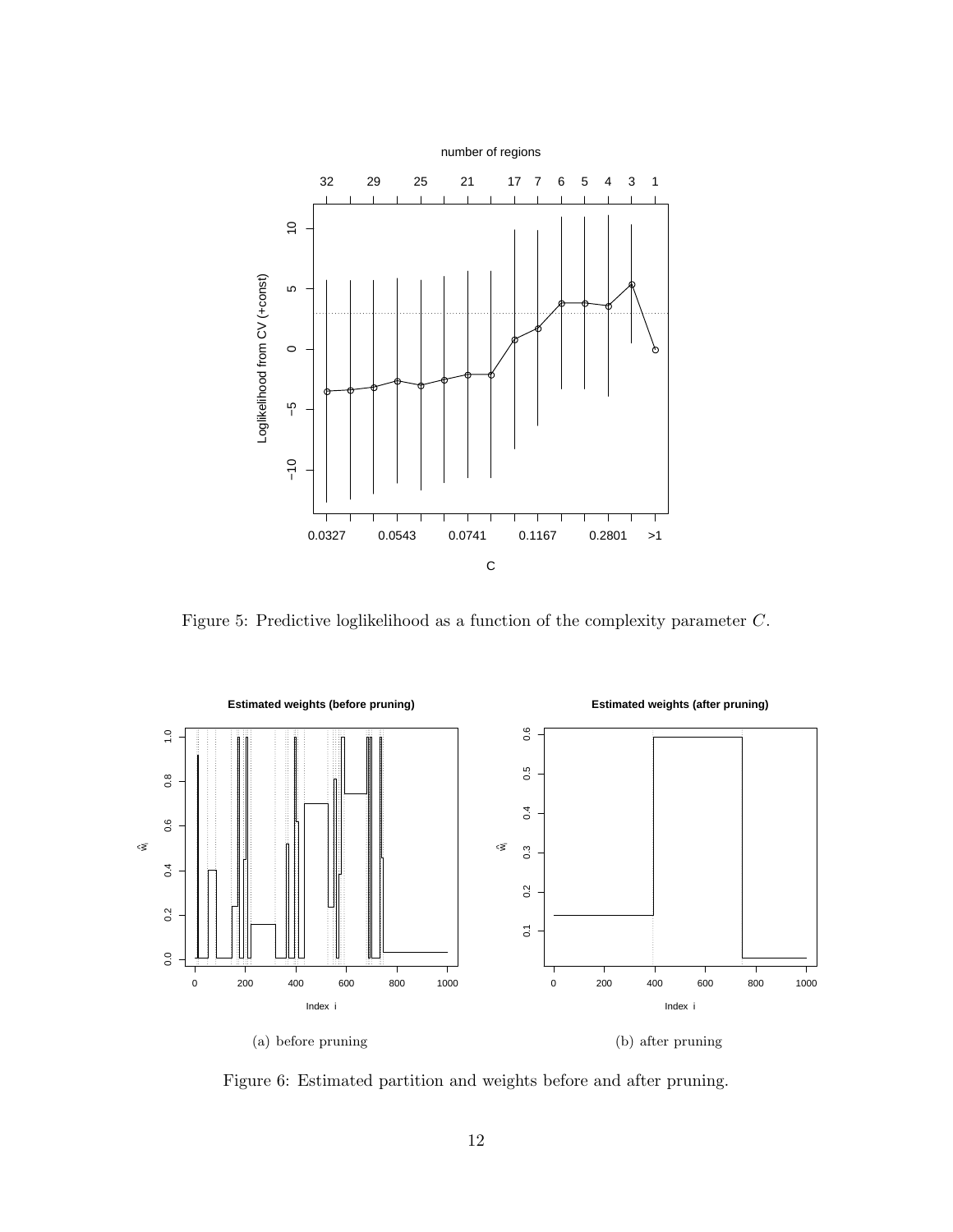Figure 5: Predictive loglikelihood as a function of the complexity parameter $C$.

(a) before pruning

(b) after pruning

Figure 6: Estimated partition and weights before and after pruning.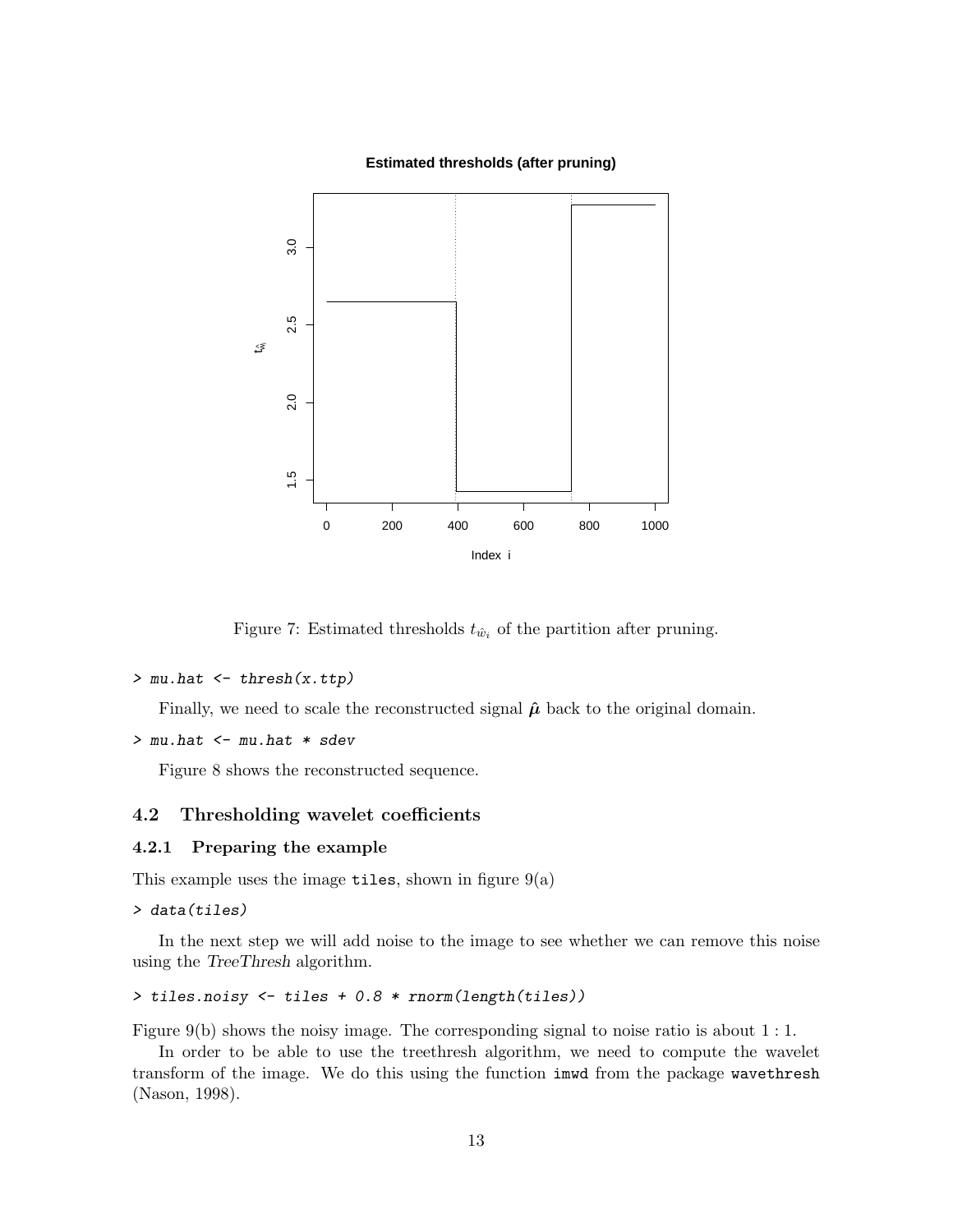Figure 7: Estimated thresholds $t_{\hat{w}_i}$ of the partition after pruning.

```
> mu.hat <- thresh(x.ttp)
```

Finally, we need to scale the reconstructed signal $\hat{\boldsymbol{\mu}}$ back to the original domain.

```
> mu.hat <- mu.hat * sdev
```

Figure 8 shows the reconstructed sequence.

## 4.2 Thresholding wavelet coefficients

### 4.2.1 Preparing the example

This example uses the image tiles, shown in figure 9(a)

```
> data(tiles)
```

In the next step we will add noise to the image to see whether we can remove this noise using the *TreeThresh* algorithm.

```
> tiles.noisy <- tiles + 0.8 * rnorm(length(tiles))
```

Figure 9(b) shows the noisy image. The corresponding signal to noise ratio is about 1 : 1.

In order to be able to use the treethresh algorithm, we need to compute the wavelet transform of the image. We do this using the function imwd from the package wavethresh (Nason, 1998).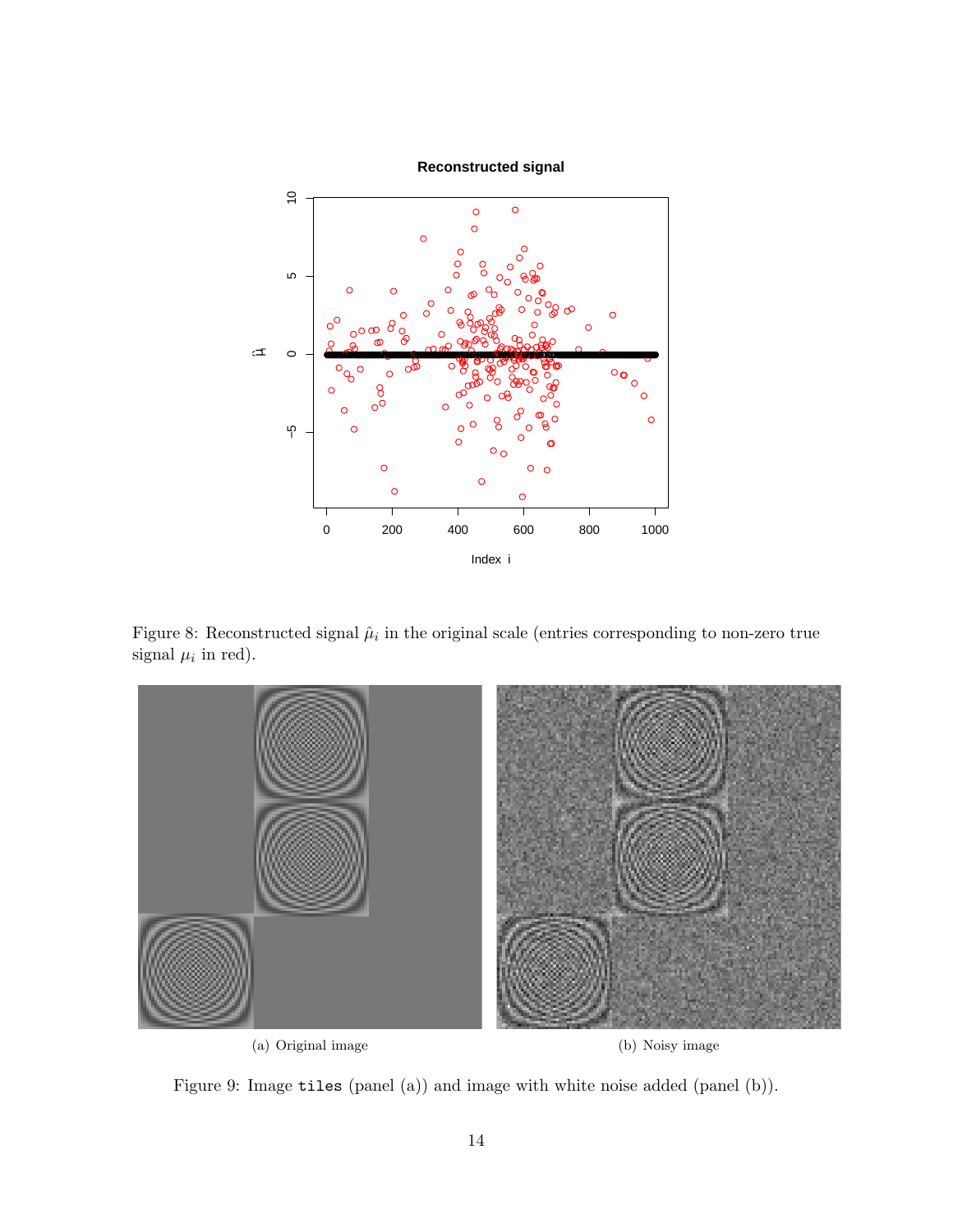Figure 8: Reconstructed signal $\hat{\mu}_i$ in the original scale (entries corresponding to non-zero true signal $\mu_i$ in red).

(a) Original image

(b) Noisy image

Figure 9: Image `tiles` (panel (a)) and image with white noise added (panel (b)).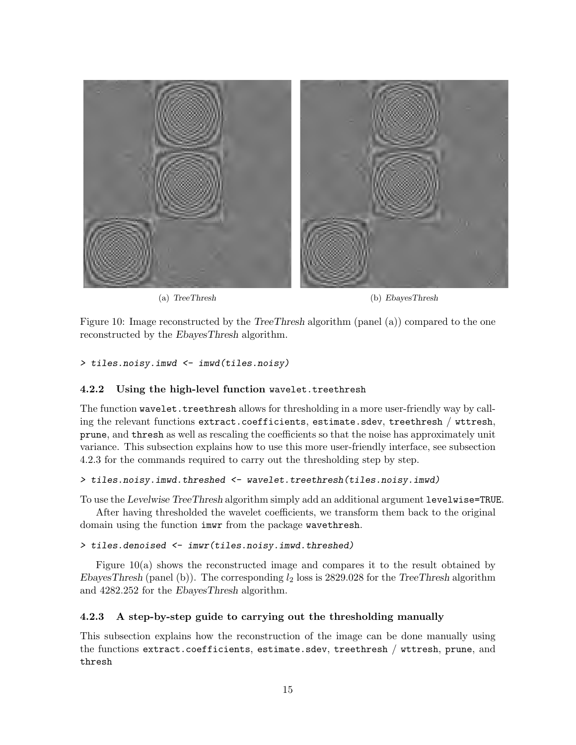(a) *TreeThresh* (b) *EbayesThresh*

Figure 10: Image reconstructed by the *TreeThresh* algorithm (panel (a)) compared to the one reconstructed by the *EbayesThresh* algorithm.

```
> tiles.noisy.imwd <- imwd(tiles.noisy)
```

#### 4.2.2 Using the high-level function `wavelet.treethresh`

The function `wavelet.treethresh` allows for thresholding in a more user-friendly way by calling the relevant functions `extract.coefficients`, `estimate.sdev`, `treethresh` / `wttresh`, `prune`, and `thresh` as well as rescaling the coefficients so that the noise has approximately unit variance. This subsection explains how to use this more user-friendly interface, see subsection 4.2.3 for the commands required to carry out the thresholding step by step.

```
> tiles.noisy.imwd.threshed <- wavelet.treethresh(tiles.noisy.imwd)
```

To use the *Levelwise TreeThresh* algorithm simply add an additional argument `levelwise=TRUE`.

After having thresholded the wavelet coefficients, we transform them back to the original domain using the function `imwr` from the package `wavethresh`.

```
> tiles.denoised <- imwr(tiles.noisy.imwd.threshed)
```

Figure 10(a) shows the reconstructed image and compares it to the result obtained by *EbayesThresh* (panel (b)). The corresponding $l_2$ loss is 2829.028 for the *TreeThresh* algorithm and 4282.252 for the *EbayesThresh* algorithm.

#### 4.2.3 A step-by-step guide to carrying out the thresholding manually

This subsection explains how the reconstruction of the image can be done manually using the functions `extract.coefficients`, `estimate.sdev`, `treethresh` / `wttresh`, `prune`, and `thresh`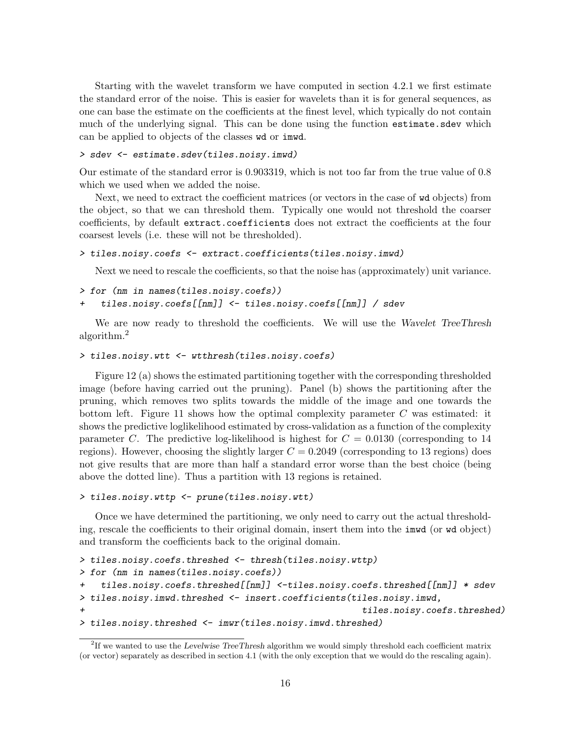Starting with the wavelet transform we have computed in section 4.2.1 we first estimate the standard error of the noise. This is easier for wavelets than it is for general sequences, as one can base the estimate on the coefficients at the finest level, which typically do not contain much of the underlying signal. This can be done using the function `estimate.sdev` which can be applied to objects of the classes `wd` or `imwd`.

```
> sdev <- estimate.sdev(tiles.noisy.imwd)
```

Our estimate of the standard error is 0.903319, which is not too far from the true value of 0.8 which we used when we added the noise.

Next, we need to extract the coefficient matrices (or vectors in the case of `wd` objects) from the object, so that we can threshold them. Typically one would not threshold the coarser coefficients, by default `extract.coefficients` does not extract the coefficients at the four coarsest levels (i.e. these will not be thresholded).

```
> tiles.noisy.coefs <- extract.coefficients(tiles.noisy.imwd)
```

Next we need to rescale the coefficients, so that the noise has (approximately) unit variance.

```
> for (nm in names(tiles.noisy.coefs))
+   tiles.noisy.coefs[[nm]] <- tiles.noisy.coefs[[nm]] / sdev
```

We are now ready to threshold the coefficients. We will use the *Wavelet TreeThresh* algorithm.[2]

```
> tiles.noisy.wtt <- wtthresh(tiles.noisy.coefs)
```

Figure 12 (a) shows the estimated partitioning together with the corresponding thresholded image (before having carried out the pruning). Panel (b) shows the partitioning after the pruning, which removes two splits towards the middle of the image and one towards the bottom left. Figure 11 shows how the optimal complexity parameter $C$ was estimated: it shows the predictive loglikelihood estimated by cross-validation as a function of the complexity parameter $C$. The predictive log-likelihood is highest for $C = 0.0130$ (corresponding to 14 regions). However, choosing the slightly larger $C = 0.2049$ (corresponding to 13 regions) does not give results that are more than half a standard error worse than the best choice (being above the dotted line). Thus a partition with 13 regions is retained.

```
> tiles.noisy.wttp <- prune(tiles.noisy.wtt)
```

Once we have determined the partitioning, we only need to carry out the actual thresholding, rescale the coefficients to their original domain, insert them into the `imwd` (or `wd` object) and transform the coefficients back to the original domain.

```
> tiles.noisy.coefs.threshed <- thresh(tiles.noisy.wttp)
> for (nm in names(tiles.noisy.coefs))
+   tiles.noisy.coefs.threshed[[nm]] <-tiles.noisy.coefs.threshed[[nm]] * sdev
> tiles.noisy.imwd.threshed <- insert.coefficients(tiles.noisy.imwd,
+                                                   tiles.noisy.coefs.threshed)
> tiles.noisy.threshed <- imwr(tiles.noisy.imwd.threshed)
```

[2] If we wanted to use the *Levelwise TreeThresh* algorithm we would simply threshold each coefficient matrix (or vector) separately as described in section 4.1 (with the only exception that we would do the rescaling again).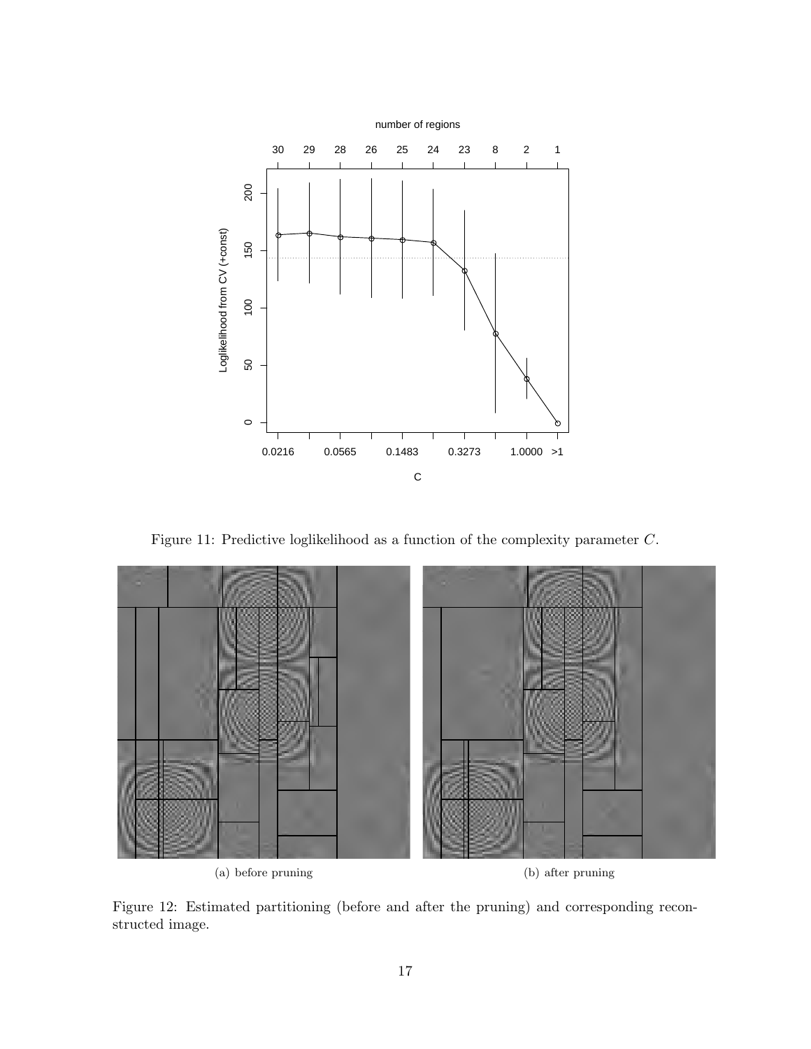Figure 11: Predictive loglikelihood as a function of the complexity parameter $C$.

(a) before pruning

(b) after pruning

Figure 12: Estimated partitioning (before and after the pruning) and corresponding reconstructed image.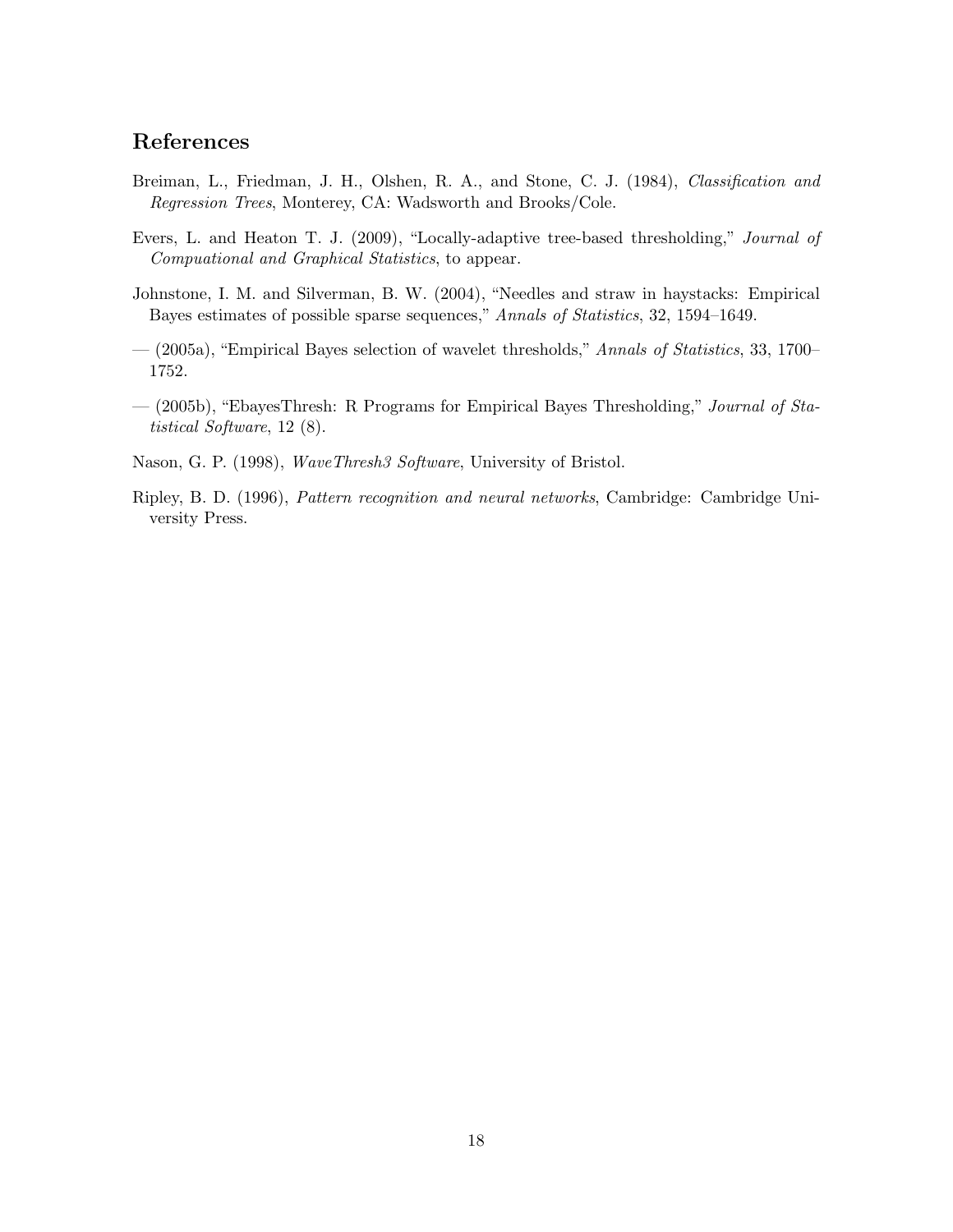## References

Breiman, L., Friedman, J. H., Olshen, R. A., and Stone, C. J. (1984), *Classification and Regression Trees*, Monterey, CA: Wadsworth and Brooks/Cole.

Evers, L. and Heaton T. J. (2009), "Locally-adaptive tree-based thresholding," *Journal of Compuational and Graphical Statistics*, to appear.

Johnstone, I. M. and Silverman, B. W. (2004), "Needles and straw in haystacks: Empirical Bayes estimates of possible sparse sequences," *Annals of Statistics*, 32, 1594–1649.

— (2005a), "Empirical Bayes selection of wavelet thresholds," *Annals of Statistics*, 33, 1700–1752.

— (2005b), "EbayesThresh: R Programs for Empirical Bayes Thresholding," *Journal of Statistical Software*, 12 (8).

Nason, G. P. (1998), *WaveThresh3 Software*, University of Bristol.

Ripley, B. D. (1996), *Pattern recognition and neural networks*, Cambridge: Cambridge University Press.